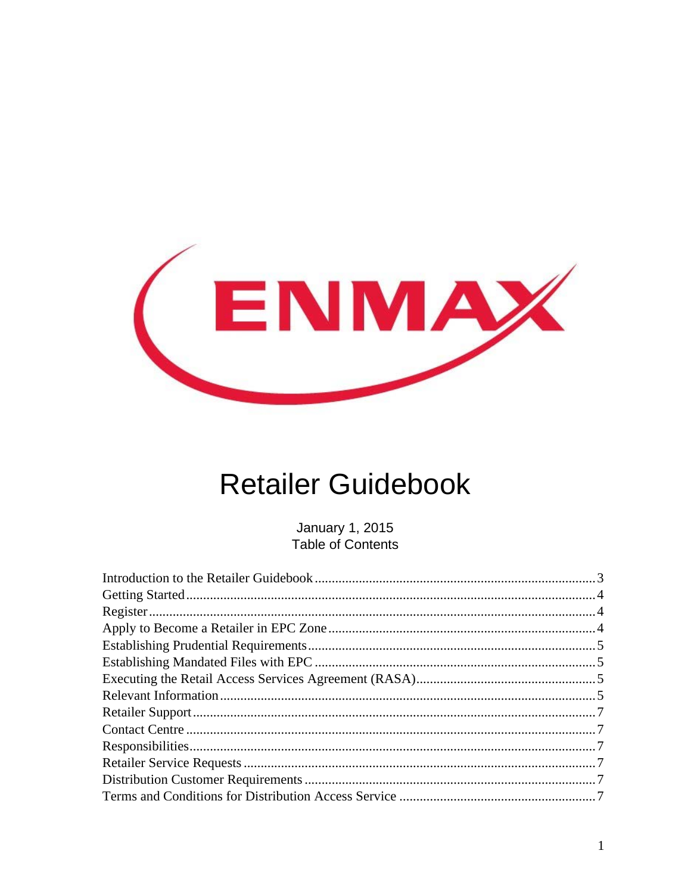ENMAX

# Retailer Guidebook

January 1, 2015

Table of Contents

- Introduction to the Retailer Guidebook ........ 3
- Getting Started ........ 4
- Register ........ 4
- Apply to Become a Retailer in EPC Zone ........ 4
- Establishing Prudential Requirements ........ 5
- Establishing Mandated Files with EPC ........ 5
- Executing the Retail Access Services Agreement (RASA) ........ 5
- Relevant Information ........ 5
- Retailer Support ........ 7
- Contact Centre ........ 7
- Responsibilities ........ 7
- Retailer Service Requests ........ 7
- Distribution Customer Requirements ........ 7
- Terms and Conditions for Distribution Access Service ........ 7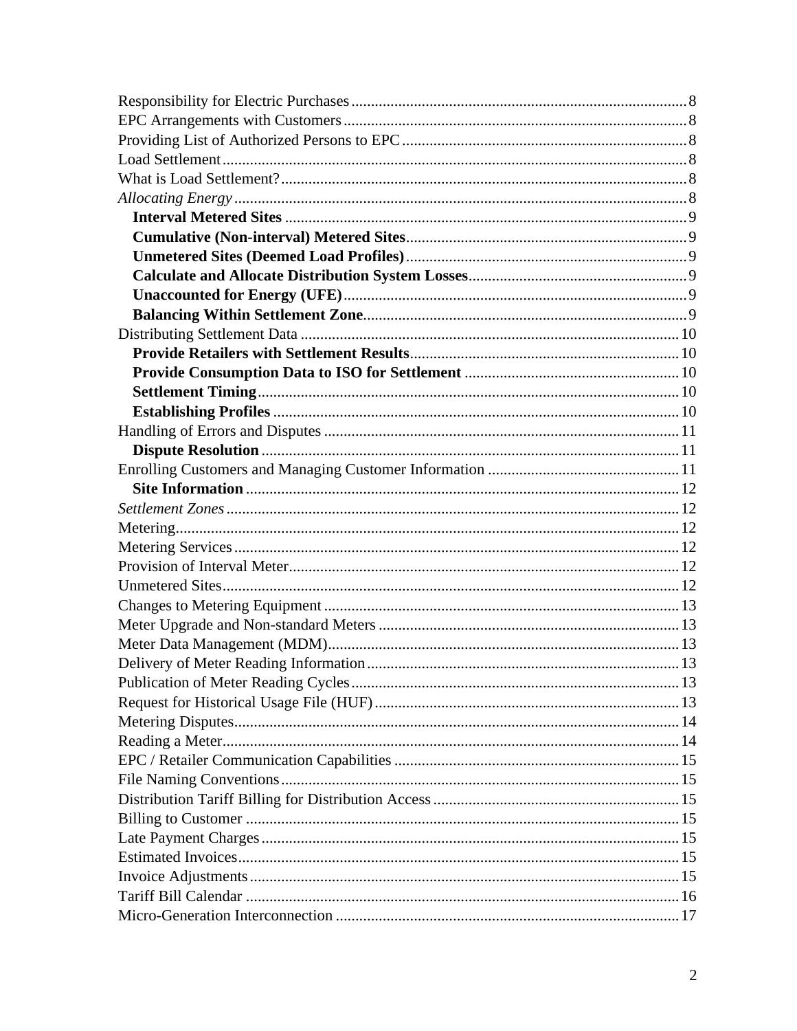Responsibility for Electric Purchases ..................................................................................... 8
EPC Arrangements with Customers ....................................................................................... 8
Providing List of Authorized Persons to EPC ......................................................................... 8
Load Settlement ....................................................................................................................... 8
What is Load Settlement? ........................................................................................................ 8
*Allocating Energy* .................................................................................................................... 8
- **Interval Metered Sites** ...................................................................................................... 9
- **Cumulative (Non-interval) Metered Sites** ....................................................................... 9
- **Unmetered Sites (Deemed Load Profiles)** ....................................................................... 9
- **Calculate and Allocate Distribution System Losses** ....................................................... 9
- **Unaccounted for Energy (UFE)** ....................................................................................... 9
- **Balancing Within Settlement Zone** .................................................................................. 9

Distributing Settlement Data ................................................................................................. 10
- **Provide Retailers with Settlement Results** ..................................................................... 10
- **Provide Consumption Data to ISO for Settlement** ....................................................... 10
- **Settlement Timing** ........................................................................................................... 10
- **Establishing Profiles** ....................................................................................................... 10

Handling of Errors and Disputes .......................................................................................... 11
- **Dispute Resolution** .......................................................................................................... 11

Enrolling Customers and Managing Customer Information ................................................. 11
- **Site Information** .............................................................................................................. 12

*Settlement Zones* ................................................................................................................... 12
Metering ................................................................................................................................ 12
Metering Services ................................................................................................................. 12
Provision of Interval Meter ................................................................................................... 12
Unmetered Sites .................................................................................................................... 12
Changes to Metering Equipment .......................................................................................... 13
Meter Upgrade and Non-standard Meters ............................................................................. 13
Meter Data Management (MDM) .......................................................................................... 13
Delivery of Meter Reading Information ................................................................................ 13
Publication of Meter Reading Cycles .................................................................................... 13
Request for Historical Usage File (HUF) .............................................................................. 13
Metering Disputes ................................................................................................................. 14
Reading a Meter .................................................................................................................... 14
EPC / Retailer Communication Capabilities ......................................................................... 15
File Naming Conventions ..................................................................................................... 15
Distribution Tariff Billing for Distribution Access ............................................................... 15
Billing to Customer .............................................................................................................. 15
Late Payment Charges .......................................................................................................... 15
Estimated Invoices ................................................................................................................ 15
Invoice Adjustments ............................................................................................................. 15
Tariff Bill Calendar .............................................................................................................. 16
Micro-Generation Interconnection ....................................................................................... 17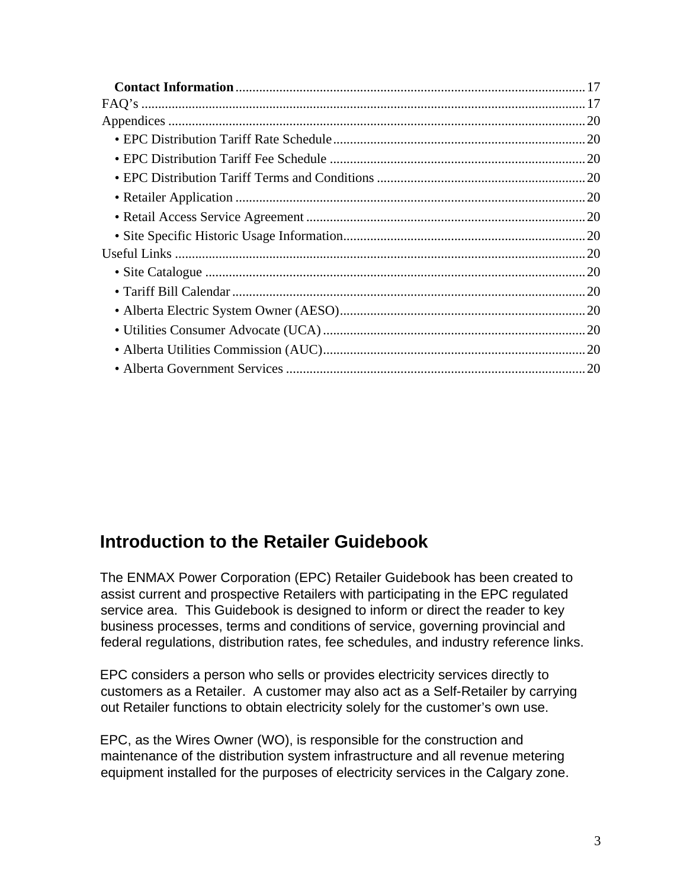**Contact Information** ........................................................................................................ 17
FAQ's ..................................................................................................................................... 17
Appendices ............................................................................................................................ 20
- EPC Distribution Tariff Rate Schedule ............................................................................ 20
- EPC Distribution Tariff Fee Schedule ............................................................................. 20
- EPC Distribution Tariff Terms and Conditions ............................................................... 20
- Retailer Application ........................................................................................................ 20
- Retail Access Service Agreement ................................................................................... 20
- Site Specific Historic Usage Information ......................................................................... 20

Useful Links ........................................................................................................................... 20
- Site Catalogue ................................................................................................................. 20
- Tariff Bill Calendar ......................................................................................................... 20
- Alberta Electric System Owner (AESO) ......................................................................... 20
- Utilities Consumer Advocate (UCA) .............................................................................. 20
- Alberta Utilities Commission (AUC) .............................................................................. 20
- Alberta Government Services ......................................................................................... 20

## Introduction to the Retailer Guidebook

The ENMAX Power Corporation (EPC) Retailer Guidebook has been created to assist current and prospective Retailers with participating in the EPC regulated service area. This Guidebook is designed to inform or direct the reader to key business processes, terms and conditions of service, governing provincial and federal regulations, distribution rates, fee schedules, and industry reference links.

EPC considers a person who sells or provides electricity services directly to customers as a Retailer. A customer may also act as a Self-Retailer by carrying out Retailer functions to obtain electricity solely for the customer's own use.

EPC, as the Wires Owner (WO), is responsible for the construction and maintenance of the distribution system infrastructure and all revenue metering equipment installed for the purposes of electricity services in the Calgary zone.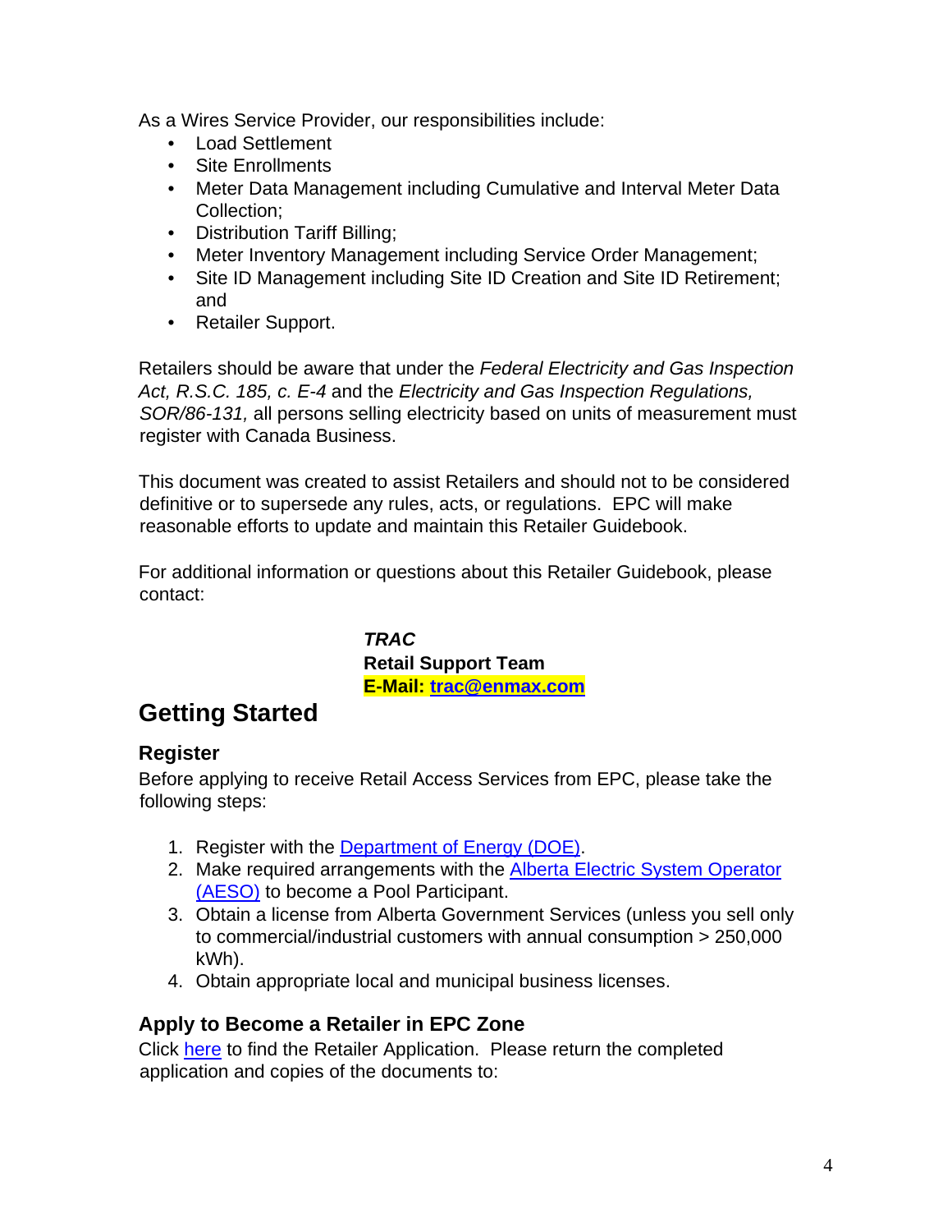As a Wires Service Provider, our responsibilities include:

- Load Settlement
- Site Enrollments
- Meter Data Management including Cumulative and Interval Meter Data Collection;
- Distribution Tariff Billing;
- Meter Inventory Management including Service Order Management;
- Site ID Management including Site ID Creation and Site ID Retirement; and
- Retailer Support.

Retailers should be aware that under the *Federal Electricity and Gas Inspection Act, R.S.C. 185, c. E-4* and the *Electricity and Gas Inspection Regulations, SOR/86-131,* all persons selling electricity based on units of measurement must register with Canada Business.

This document was created to assist Retailers and should not to be considered definitive or to supersede any rules, acts, or regulations. EPC will make reasonable efforts to update and maintain this Retailer Guidebook.

For additional information or questions about this Retailer Guidebook, please contact:

***TRAC***
**Retail Support Team**
**E-Mail: trac@enmax.com**

## Getting Started

### Register

Before applying to receive Retail Access Services from EPC, please take the following steps:

1. Register with the Department of Energy (DOE).
2. Make required arrangements with the Alberta Electric System Operator (AESO) to become a Pool Participant.
3. Obtain a license from Alberta Government Services (unless you sell only to commercial/industrial customers with annual consumption > 250,000 kWh).
4. Obtain appropriate local and municipal business licenses.

### Apply to Become a Retailer in EPC Zone

Click here to find the Retailer Application. Please return the completed application and copies of the documents to: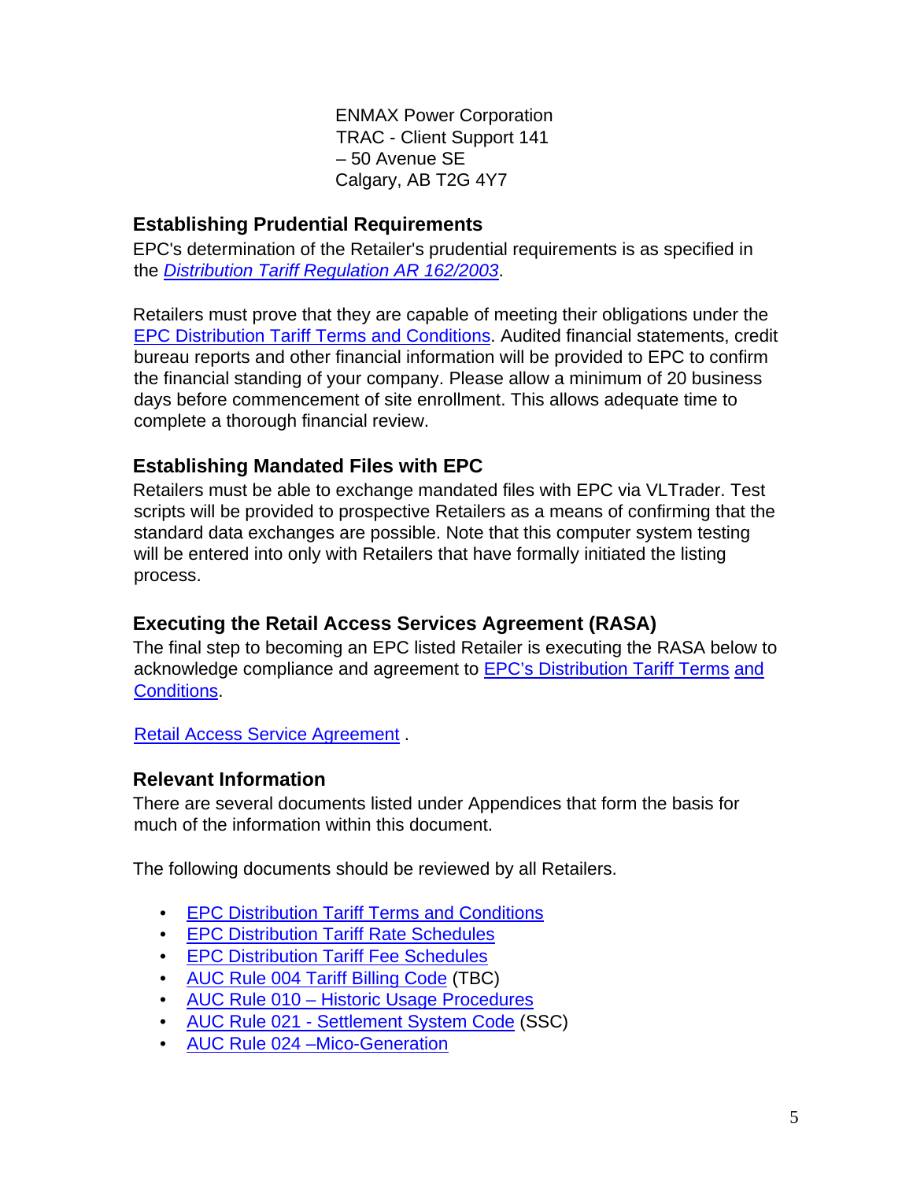ENMAX Power Corporation
TRAC - Client Support 141
– 50 Avenue SE
Calgary, AB T2G 4Y7

### Establishing Prudential Requirements

EPC's determination of the Retailer's prudential requirements is as specified in the *Distribution Tariff Regulation AR 162/2003*.

Retailers must prove that they are capable of meeting their obligations under the EPC Distribution Tariff Terms and Conditions. Audited financial statements, credit bureau reports and other financial information will be provided to EPC to confirm the financial standing of your company. Please allow a minimum of 20 business days before commencement of site enrollment. This allows adequate time to complete a thorough financial review.

### Establishing Mandated Files with EPC

Retailers must be able to exchange mandated files with EPC via VLTrader. Test scripts will be provided to prospective Retailers as a means of confirming that the standard data exchanges are possible. Note that this computer system testing will be entered into only with Retailers that have formally initiated the listing process.

### Executing the Retail Access Services Agreement (RASA)

The final step to becoming an EPC listed Retailer is executing the RASA below to acknowledge compliance and agreement to EPC's Distribution Tariff Terms and Conditions.

Retail Access Service Agreement .

### Relevant Information

There are several documents listed under Appendices that form the basis for much of the information within this document.

The following documents should be reviewed by all Retailers.

- EPC Distribution Tariff Terms and Conditions
- EPC Distribution Tariff Rate Schedules
- EPC Distribution Tariff Fee Schedules
- AUC Rule 004 Tariff Billing Code (TBC)
- AUC Rule 010 – Historic Usage Procedures
- AUC Rule 021 - Settlement System Code (SSC)
- AUC Rule 024 –Mico-Generation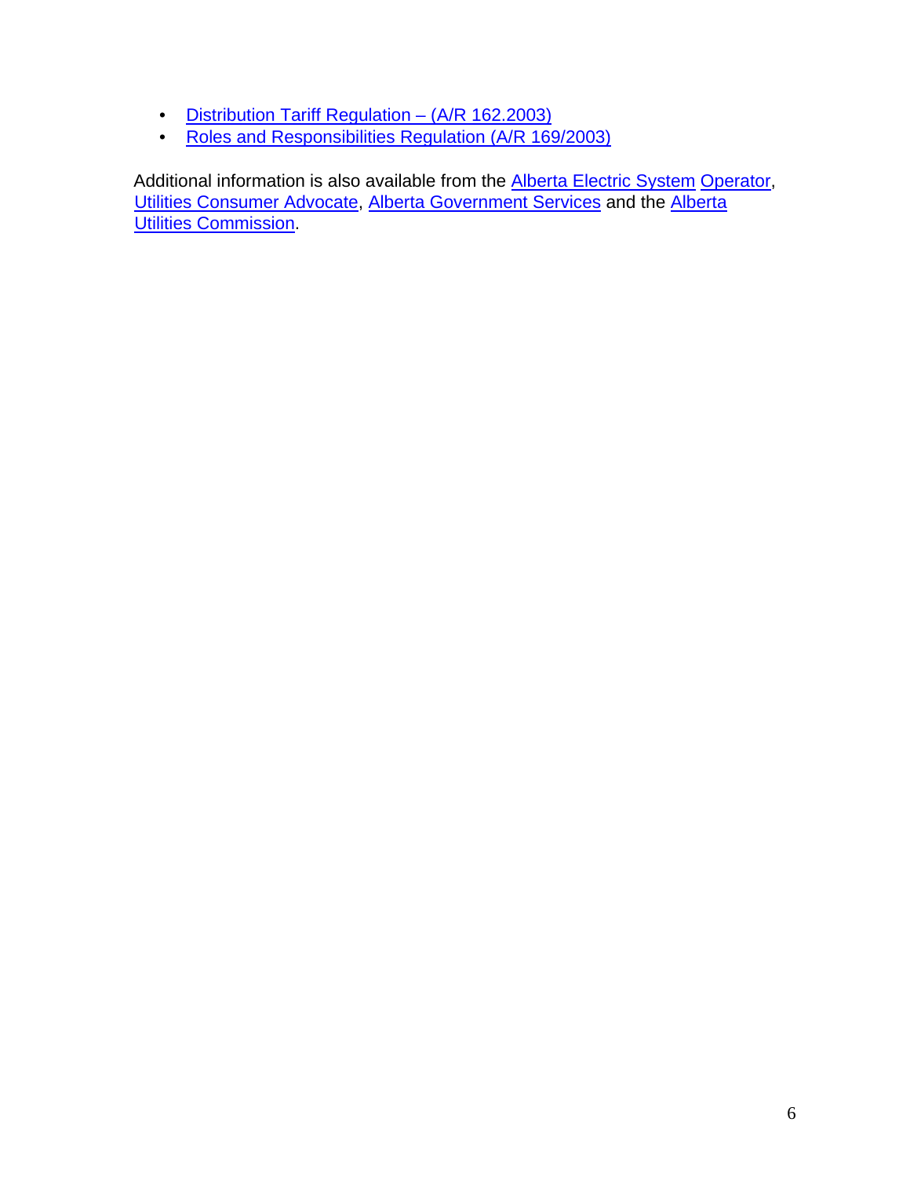- Distribution Tariff Regulation – (A/R 162.2003)
- Roles and Responsibilities Regulation (A/R 169/2003)

Additional information is also available from the Alberta Electric System Operator, Utilities Consumer Advocate, Alberta Government Services and the Alberta Utilities Commission.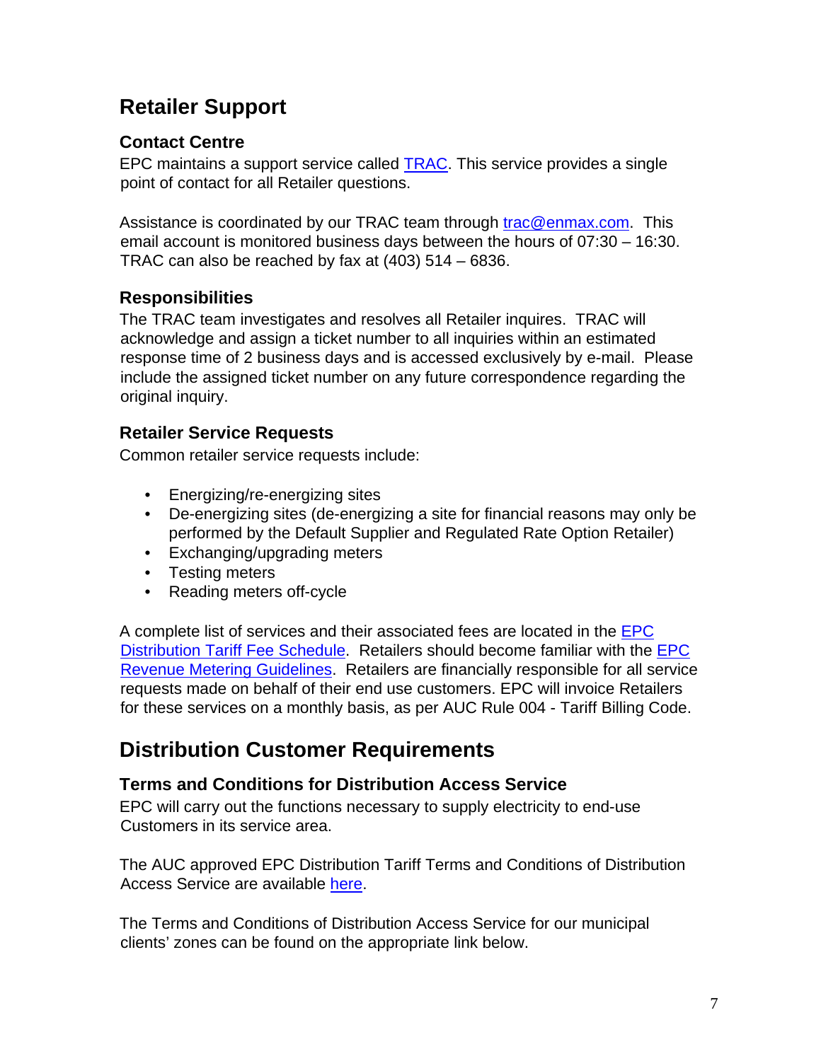# Retailer Support

## Contact Centre

EPC maintains a support service called TRAC. This service provides a single point of contact for all Retailer questions.

Assistance is coordinated by our TRAC team through trac@enmax.com. This email account is monitored business days between the hours of 07:30 – 16:30. TRAC can also be reached by fax at (403) 514 – 6836.

## Responsibilities

The TRAC team investigates and resolves all Retailer inquires. TRAC will acknowledge and assign a ticket number to all inquiries within an estimated response time of 2 business days and is accessed exclusively by e-mail. Please include the assigned ticket number on any future correspondence regarding the original inquiry.

## Retailer Service Requests

Common retailer service requests include:

- Energizing/re-energizing sites
- De-energizing sites (de-energizing a site for financial reasons may only be performed by the Default Supplier and Regulated Rate Option Retailer)
- Exchanging/upgrading meters
- Testing meters
- Reading meters off-cycle

A complete list of services and their associated fees are located in the EPC Distribution Tariff Fee Schedule. Retailers should become familiar with the EPC Revenue Metering Guidelines. Retailers are financially responsible for all service requests made on behalf of their end use customers. EPC will invoice Retailers for these services on a monthly basis, as per AUC Rule 004 - Tariff Billing Code.

# Distribution Customer Requirements

## Terms and Conditions for Distribution Access Service

EPC will carry out the functions necessary to supply electricity to end-use Customers in its service area.

The AUC approved EPC Distribution Tariff Terms and Conditions of Distribution Access Service are available here.

The Terms and Conditions of Distribution Access Service for our municipal clients' zones can be found on the appropriate link below.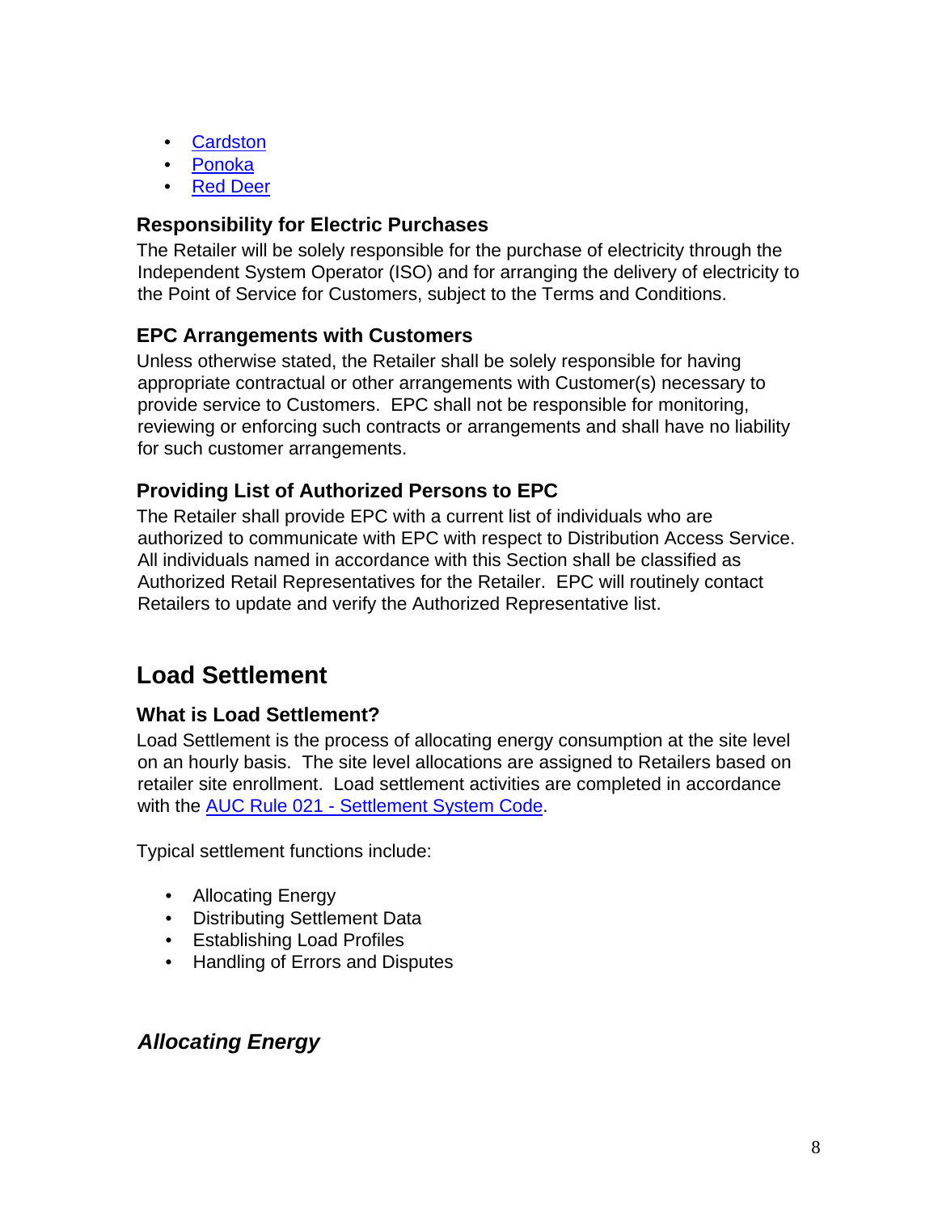- Cardston
- Ponoka
- Red Deer

### Responsibility for Electric Purchases

The Retailer will be solely responsible for the purchase of electricity through the Independent System Operator (ISO) and for arranging the delivery of electricity to the Point of Service for Customers, subject to the Terms and Conditions.

### EPC Arrangements with Customers

Unless otherwise stated, the Retailer shall be solely responsible for having appropriate contractual or other arrangements with Customer(s) necessary to provide service to Customers. EPC shall not be responsible for monitoring, reviewing or enforcing such contracts or arrangements and shall have no liability for such customer arrangements.

### Providing List of Authorized Persons to EPC

The Retailer shall provide EPC with a current list of individuals who are authorized to communicate with EPC with respect to Distribution Access Service. All individuals named in accordance with this Section shall be classified as Authorized Retail Representatives for the Retailer. EPC will routinely contact Retailers to update and verify the Authorized Representative list.

## Load Settlement

### What is Load Settlement?

Load Settlement is the process of allocating energy consumption at the site level on an hourly basis. The site level allocations are assigned to Retailers based on retailer site enrollment. Load settlement activities are completed in accordance with the AUC Rule 021 - Settlement System Code.

Typical settlement functions include:

- Allocating Energy
- Distributing Settlement Data
- Establishing Load Profiles
- Handling of Errors and Disputes

### *Allocating Energy*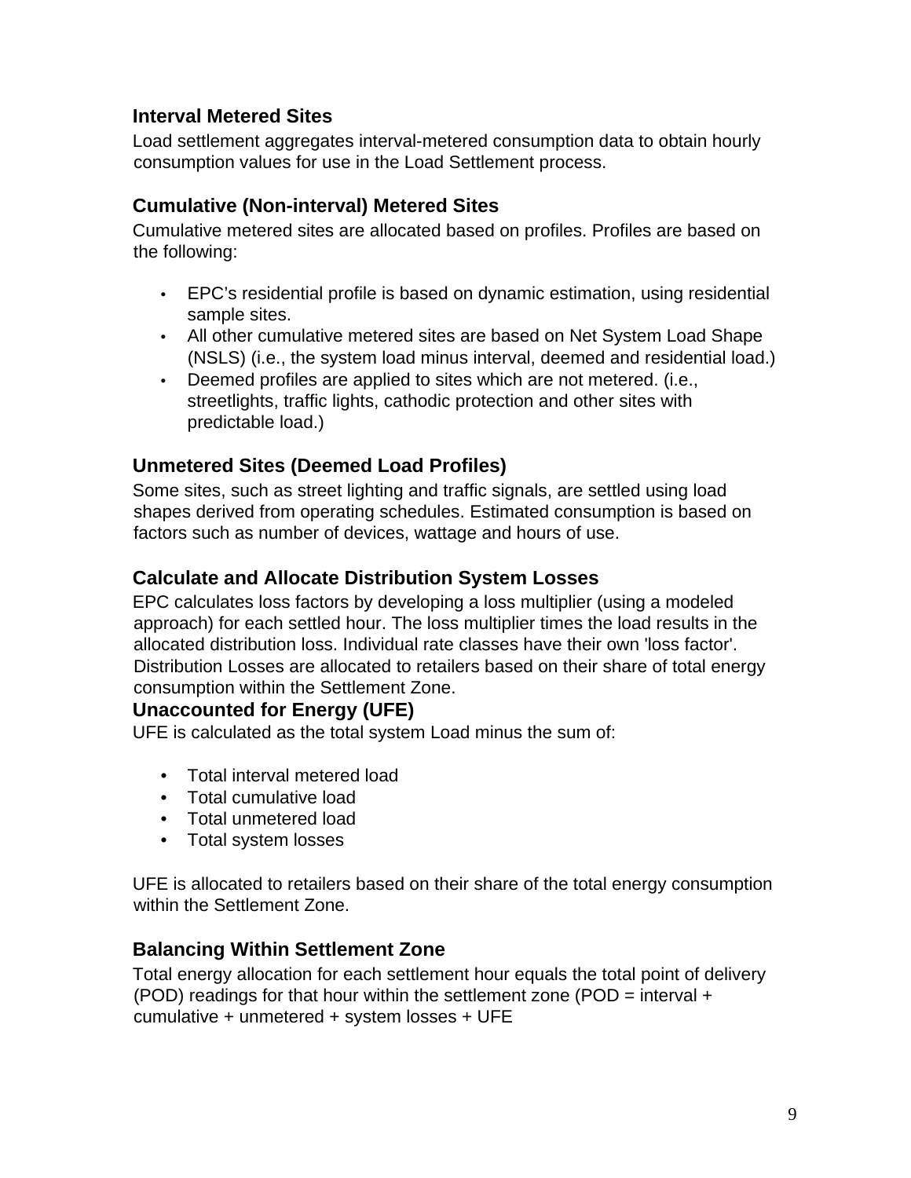### Interval Metered Sites

Load settlement aggregates interval-metered consumption data to obtain hourly consumption values for use in the Load Settlement process.

### Cumulative (Non-interval) Metered Sites

Cumulative metered sites are allocated based on profiles. Profiles are based on the following:

- EPC's residential profile is based on dynamic estimation, using residential sample sites.
- All other cumulative metered sites are based on Net System Load Shape (NSLS) (i.e., the system load minus interval, deemed and residential load.)
- Deemed profiles are applied to sites which are not metered. (i.e., streetlights, traffic lights, cathodic protection and other sites with predictable load.)

### Unmetered Sites (Deemed Load Profiles)

Some sites, such as street lighting and traffic signals, are settled using load shapes derived from operating schedules. Estimated consumption is based on factors such as number of devices, wattage and hours of use.

### Calculate and Allocate Distribution System Losses

EPC calculates loss factors by developing a loss multiplier (using a modeled approach) for each settled hour. The loss multiplier times the load results in the allocated distribution loss. Individual rate classes have their own 'loss factor'. Distribution Losses are allocated to retailers based on their share of total energy consumption within the Settlement Zone.

### Unaccounted for Energy (UFE)

UFE is calculated as the total system Load minus the sum of:

- Total interval metered load
- Total cumulative load
- Total unmetered load
- Total system losses

UFE is allocated to retailers based on their share of the total energy consumption within the Settlement Zone.

### Balancing Within Settlement Zone

Total energy allocation for each settlement hour equals the total point of delivery (POD) readings for that hour within the settlement zone (POD = interval + cumulative + unmetered + system losses + UFE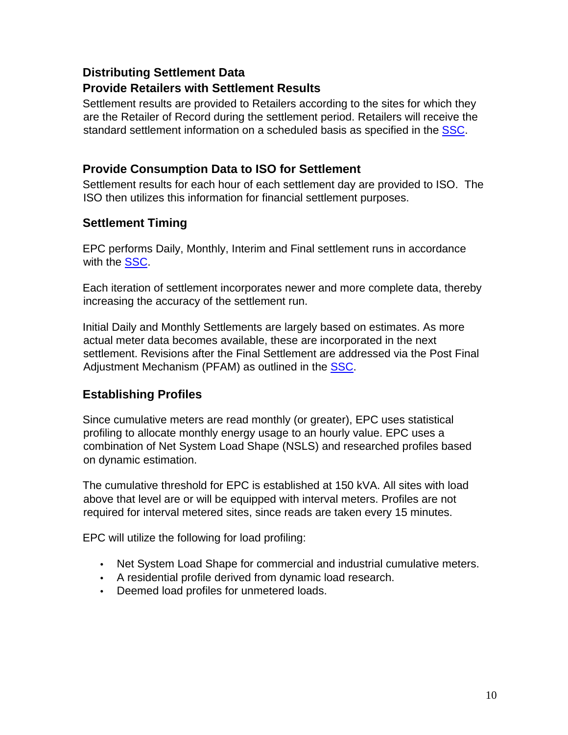## Distributing Settlement Data

### Provide Retailers with Settlement Results

Settlement results are provided to Retailers according to the sites for which they are the Retailer of Record during the settlement period. Retailers will receive the standard settlement information on a scheduled basis as specified in the SSC.

### Provide Consumption Data to ISO for Settlement

Settlement results for each hour of each settlement day are provided to ISO. The ISO then utilizes this information for financial settlement purposes.

### Settlement Timing

EPC performs Daily, Monthly, Interim and Final settlement runs in accordance with the SSC.

Each iteration of settlement incorporates newer and more complete data, thereby increasing the accuracy of the settlement run.

Initial Daily and Monthly Settlements are largely based on estimates. As more actual meter data becomes available, these are incorporated in the next settlement. Revisions after the Final Settlement are addressed via the Post Final Adjustment Mechanism (PFAM) as outlined in the SSC.

### Establishing Profiles

Since cumulative meters are read monthly (or greater), EPC uses statistical profiling to allocate monthly energy usage to an hourly value. EPC uses a combination of Net System Load Shape (NSLS) and researched profiles based on dynamic estimation.

The cumulative threshold for EPC is established at 150 kVA. All sites with load above that level are or will be equipped with interval meters. Profiles are not required for interval metered sites, since reads are taken every 15 minutes.

EPC will utilize the following for load profiling:

- Net System Load Shape for commercial and industrial cumulative meters.
- A residential profile derived from dynamic load research.
- Deemed load profiles for unmetered loads.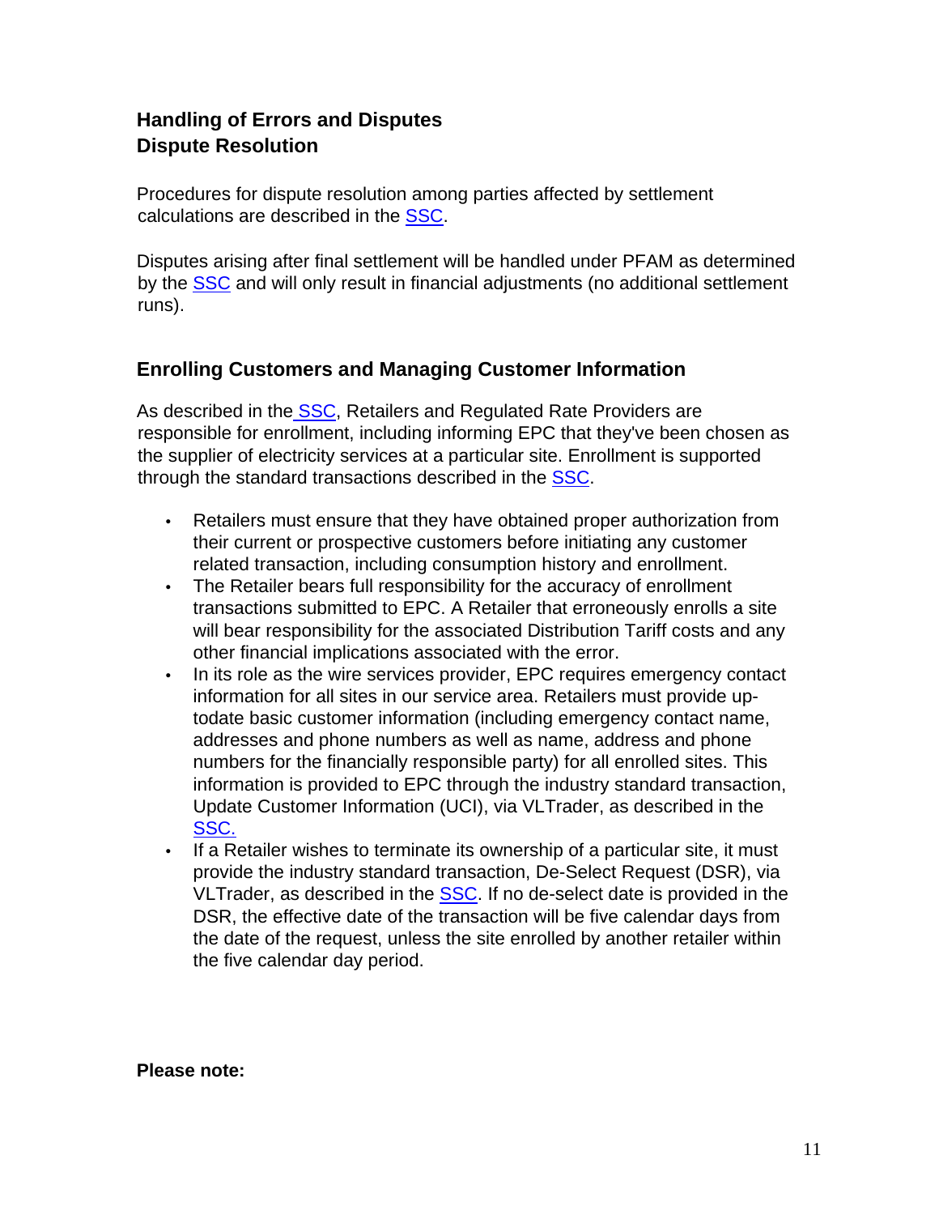## Handling of Errors and Disputes

### Dispute Resolution

Procedures for dispute resolution among parties affected by settlement calculations are described in the SSC.

Disputes arising after final settlement will be handled under PFAM as determined by the SSC and will only result in financial adjustments (no additional settlement runs).

## Enrolling Customers and Managing Customer Information

As described in the SSC, Retailers and Regulated Rate Providers are responsible for enrollment, including informing EPC that they've been chosen as the supplier of electricity services at a particular site. Enrollment is supported through the standard transactions described in the SSC.

- Retailers must ensure that they have obtained proper authorization from their current or prospective customers before initiating any customer related transaction, including consumption history and enrollment.
- The Retailer bears full responsibility for the accuracy of enrollment transactions submitted to EPC. A Retailer that erroneously enrolls a site will bear responsibility for the associated Distribution Tariff costs and any other financial implications associated with the error.
- In its role as the wire services provider, EPC requires emergency contact information for all sites in our service area. Retailers must provide up-todate basic customer information (including emergency contact name, addresses and phone numbers as well as name, address and phone numbers for the financially responsible party) for all enrolled sites. This information is provided to EPC through the industry standard transaction, Update Customer Information (UCI), via VLTrader, as described in the SSC.
- If a Retailer wishes to terminate its ownership of a particular site, it must provide the industry standard transaction, De-Select Request (DSR), via VLTrader, as described in the SSC. If no de-select date is provided in the DSR, the effective date of the transaction will be five calendar days from the date of the request, unless the site enrolled by another retailer within the five calendar day period.

**Please note:**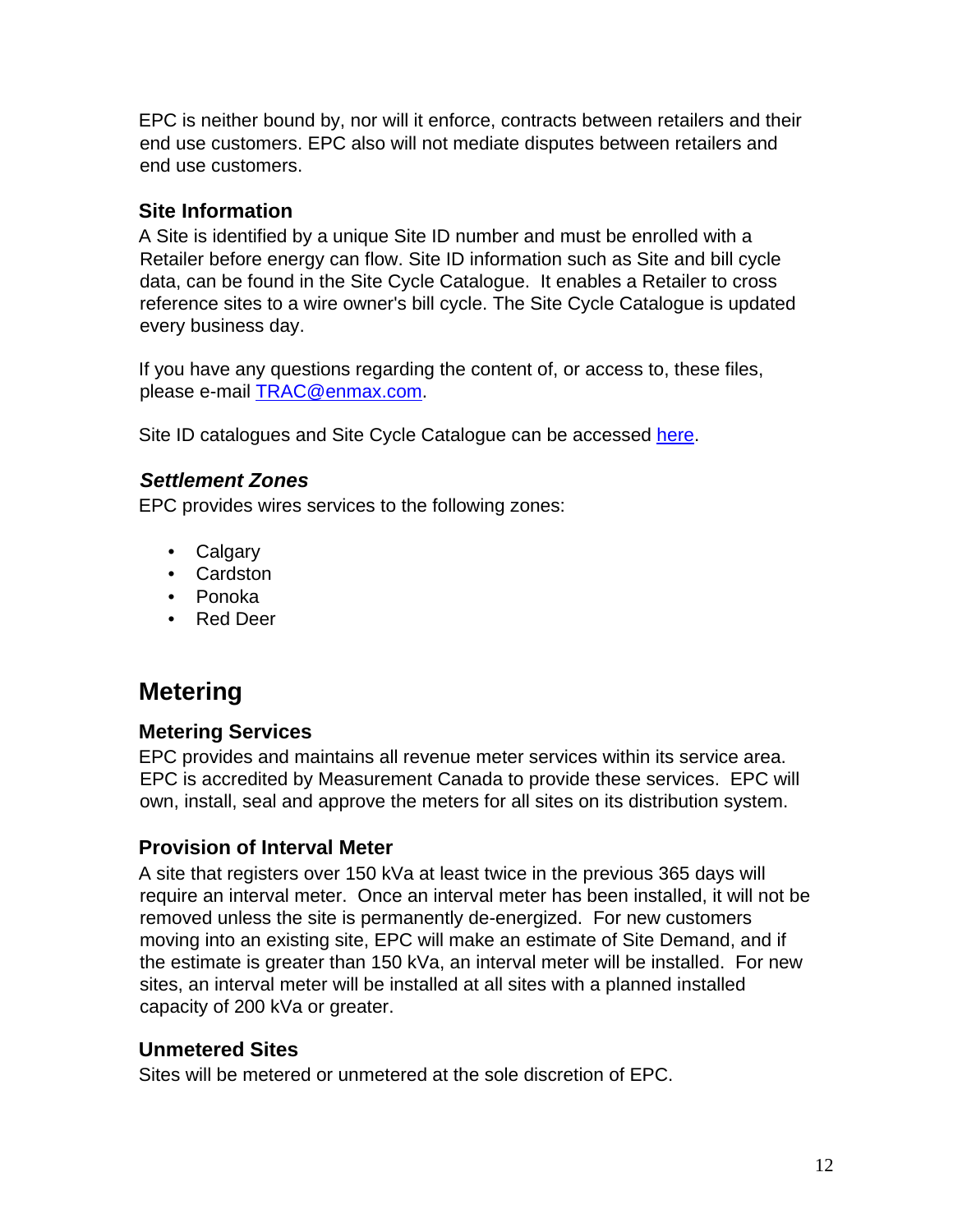EPC is neither bound by, nor will it enforce, contracts between retailers and their end use customers. EPC also will not mediate disputes between retailers and end use customers.

### Site Information

A Site is identified by a unique Site ID number and must be enrolled with a Retailer before energy can flow. Site ID information such as Site and bill cycle data, can be found in the Site Cycle Catalogue. It enables a Retailer to cross reference sites to a wire owner's bill cycle. The Site Cycle Catalogue is updated every business day.

If you have any questions regarding the content of, or access to, these files, please e-mail [TRAC@enmax.com](mailto:TRAC@enmax.com).

Site ID catalogues and Site Cycle Catalogue can be accessed [here]().

### *Settlement Zones*

EPC provides wires services to the following zones:

- Calgary
- Cardston
- Ponoka
- Red Deer

## Metering

### Metering Services

EPC provides and maintains all revenue meter services within its service area. EPC is accredited by Measurement Canada to provide these services. EPC will own, install, seal and approve the meters for all sites on its distribution system.

### Provision of Interval Meter

A site that registers over 150 kVa at least twice in the previous 365 days will require an interval meter. Once an interval meter has been installed, it will not be removed unless the site is permanently de-energized. For new customers moving into an existing site, EPC will make an estimate of Site Demand, and if the estimate is greater than 150 kVa, an interval meter will be installed. For new sites, an interval meter will be installed at all sites with a planned installed capacity of 200 kVa or greater.

### Unmetered Sites

Sites will be metered or unmetered at the sole discretion of EPC.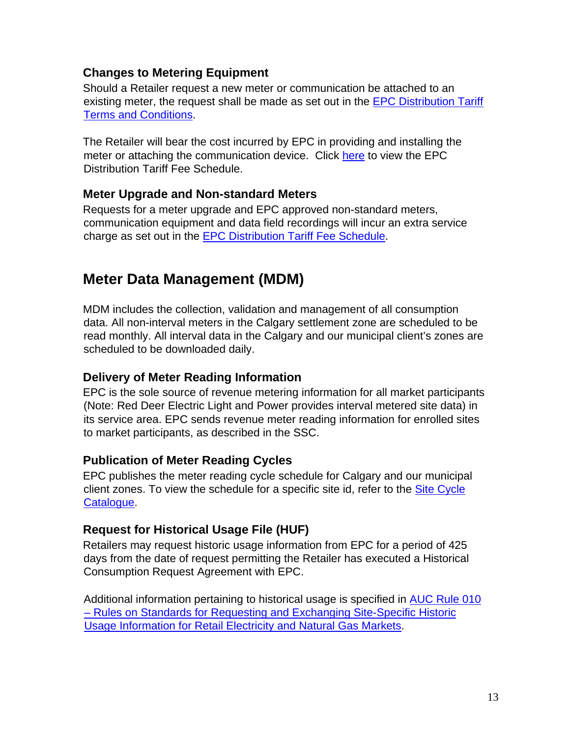### Changes to Metering Equipment

Should a Retailer request a new meter or communication be attached to an existing meter, the request shall be made as set out in the EPC Distribution Tariff Terms and Conditions.

The Retailer will bear the cost incurred by EPC in providing and installing the meter or attaching the communication device. Click here to view the EPC Distribution Tariff Fee Schedule.

### Meter Upgrade and Non-standard Meters

Requests for a meter upgrade and EPC approved non-standard meters, communication equipment and data field recordings will incur an extra service charge as set out in the EPC Distribution Tariff Fee Schedule.

## Meter Data Management (MDM)

MDM includes the collection, validation and management of all consumption data. All non-interval meters in the Calgary settlement zone are scheduled to be read monthly. All interval data in the Calgary and our municipal client's zones are scheduled to be downloaded daily.

### Delivery of Meter Reading Information

EPC is the sole source of revenue metering information for all market participants (Note: Red Deer Electric Light and Power provides interval metered site data) in its service area. EPC sends revenue meter reading information for enrolled sites to market participants, as described in the SSC.

### Publication of Meter Reading Cycles

EPC publishes the meter reading cycle schedule for Calgary and our municipal client zones. To view the schedule for a specific site id, refer to the Site Cycle Catalogue.

### Request for Historical Usage File (HUF)

Retailers may request historic usage information from EPC for a period of 425 days from the date of request permitting the Retailer has executed a Historical Consumption Request Agreement with EPC.

Additional information pertaining to historical usage is specified in AUC Rule 010 – Rules on Standards for Requesting and Exchanging Site-Specific Historic Usage Information for Retail Electricity and Natural Gas Markets.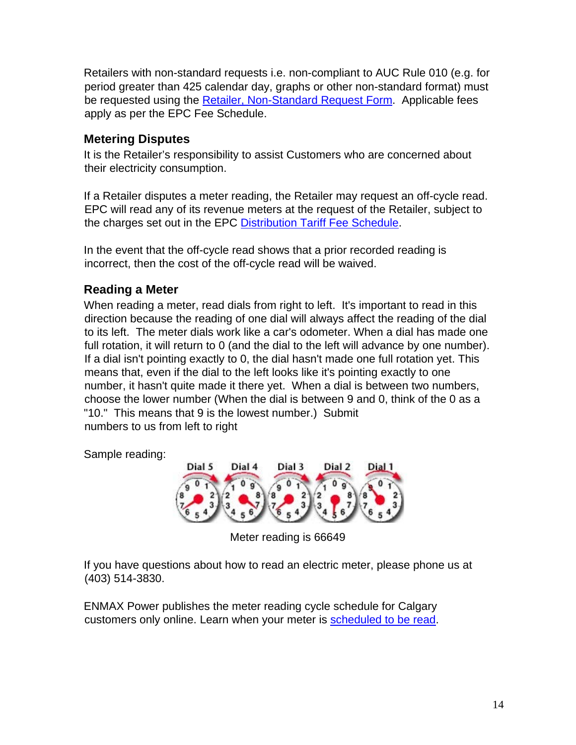Retailers with non-standard requests i.e. non-compliant to AUC Rule 010 (e.g. for period greater than 425 calendar day, graphs or other non-standard format) must be requested using the Retailer, Non-Standard Request Form. Applicable fees apply as per the EPC Fee Schedule.

### Metering Disputes

It is the Retailer's responsibility to assist Customers who are concerned about their electricity consumption.

If a Retailer disputes a meter reading, the Retailer may request an off-cycle read. EPC will read any of its revenue meters at the request of the Retailer, subject to the charges set out in the EPC Distribution Tariff Fee Schedule.

In the event that the off-cycle read shows that a prior recorded reading is incorrect, then the cost of the off-cycle read will be waived.

### Reading a Meter

When reading a meter, read dials from right to left. It's important to read in this direction because the reading of one dial will always affect the reading of the dial to its left. The meter dials work like a car's odometer. When a dial has made one full rotation, it will return to 0 (and the dial to the left will advance by one number). If a dial isn't pointing exactly to 0, the dial hasn't made one full rotation yet. This means that, even if the dial to the left looks like it's pointing exactly to one number, it hasn't quite made it there yet. When a dial is between two numbers, choose the lower number (When the dial is between 9 and 0, think of the 0 as a "10." This means that 9 is the lowest number.) Submit numbers to us from left to right

Sample reading:

Dial 5 Dial 4 Dial 3 Dial 2 Dial 1

Meter reading is 66649

If you have questions about how to read an electric meter, please phone us at (403) 514-3830.

ENMAX Power publishes the meter reading cycle schedule for Calgary customers only online. Learn when your meter is scheduled to be read.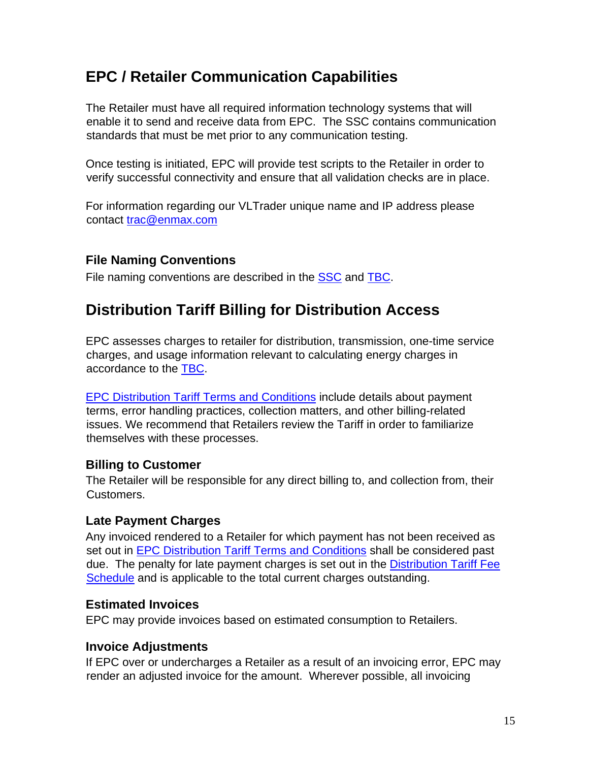## EPC / Retailer Communication Capabilities

The Retailer must have all required information technology systems that will enable it to send and receive data from EPC. The SSC contains communication standards that must be met prior to any communication testing.

Once testing is initiated, EPC will provide test scripts to the Retailer in order to verify successful connectivity and ensure that all validation checks are in place.

For information regarding our VLTrader unique name and IP address please contact trac@enmax.com

### File Naming Conventions

File naming conventions are described in the SSC and TBC.

## Distribution Tariff Billing for Distribution Access

EPC assesses charges to retailer for distribution, transmission, one-time service charges, and usage information relevant to calculating energy charges in accordance to the TBC.

EPC Distribution Tariff Terms and Conditions include details about payment terms, error handling practices, collection matters, and other billing-related issues. We recommend that Retailers review the Tariff in order to familiarize themselves with these processes.

### Billing to Customer

The Retailer will be responsible for any direct billing to, and collection from, their Customers.

### Late Payment Charges

Any invoiced rendered to a Retailer for which payment has not been received as set out in EPC Distribution Tariff Terms and Conditions shall be considered past due. The penalty for late payment charges is set out in the Distribution Tariff Fee Schedule and is applicable to the total current charges outstanding.

### Estimated Invoices

EPC may provide invoices based on estimated consumption to Retailers.

### Invoice Adjustments

If EPC over or undercharges a Retailer as a result of an invoicing error, EPC may render an adjusted invoice for the amount. Wherever possible, all invoicing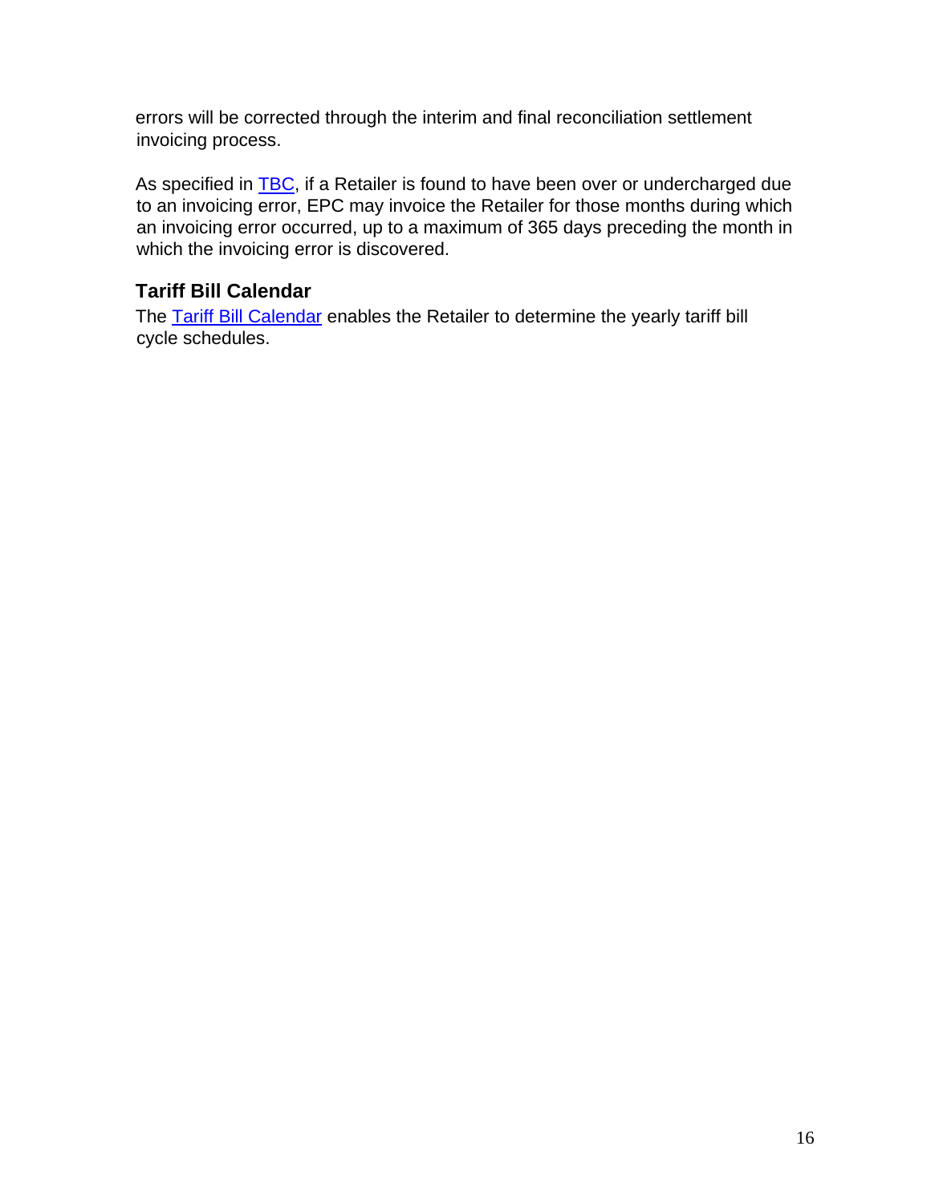errors will be corrected through the interim and final reconciliation settlement invoicing process.

As specified in TBC, if a Retailer is found to have been over or undercharged due to an invoicing error, EPC may invoice the Retailer for those months during which an invoicing error occurred, up to a maximum of 365 days preceding the month in which the invoicing error is discovered.

### Tariff Bill Calendar

The Tariff Bill Calendar enables the Retailer to determine the yearly tariff bill cycle schedules.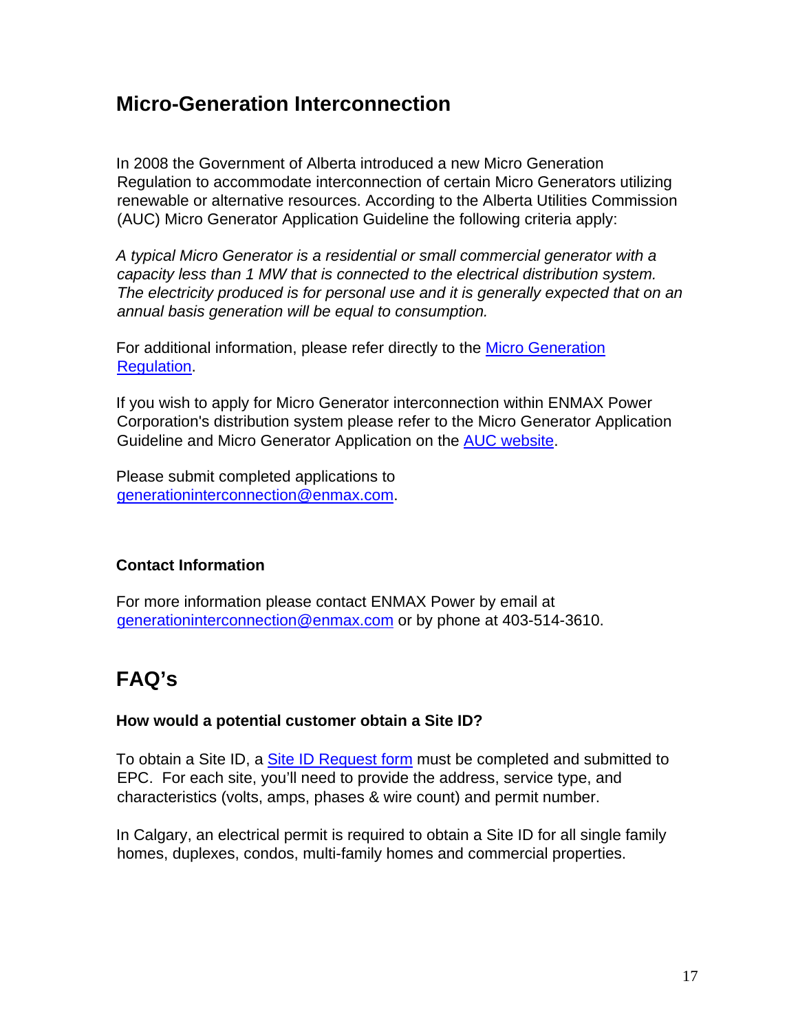## Micro-Generation Interconnection

In 2008 the Government of Alberta introduced a new Micro Generation Regulation to accommodate interconnection of certain Micro Generators utilizing renewable or alternative resources. According to the Alberta Utilities Commission (AUC) Micro Generator Application Guideline the following criteria apply:

*A typical Micro Generator is a residential or small commercial generator with a capacity less than 1 MW that is connected to the electrical distribution system. The electricity produced is for personal use and it is generally expected that on an annual basis generation will be equal to consumption.*

For additional information, please refer directly to the Micro Generation Regulation.

If you wish to apply for Micro Generator interconnection within ENMAX Power Corporation's distribution system please refer to the Micro Generator Application Guideline and Micro Generator Application on the AUC website.

Please submit completed applications to generationinterconnection@enmax.com.

### Contact Information

For more information please contact ENMAX Power by email at generationinterconnection@enmax.com or by phone at 403-514-3610.

## FAQ's

### How would a potential customer obtain a Site ID?

To obtain a Site ID, a Site ID Request form must be completed and submitted to EPC. For each site, you'll need to provide the address, service type, and characteristics (volts, amps, phases & wire count) and permit number.

In Calgary, an electrical permit is required to obtain a Site ID for all single family homes, duplexes, condos, multi-family homes and commercial properties.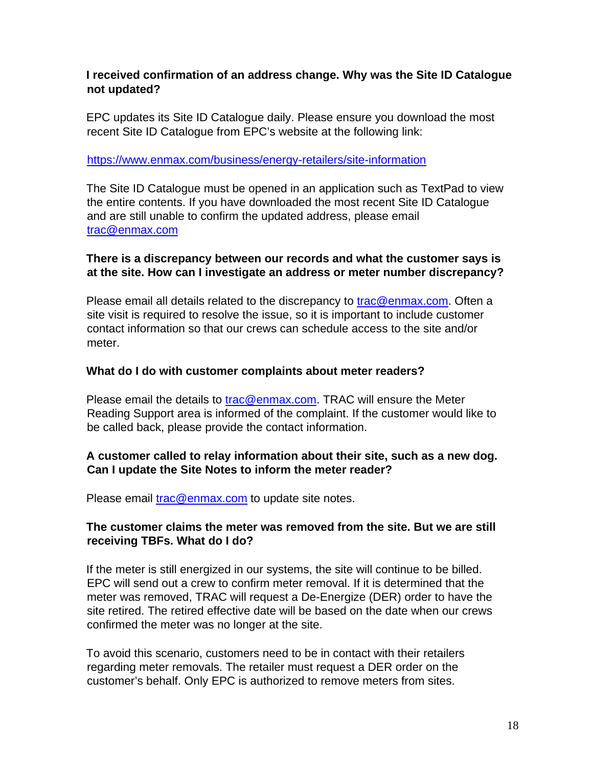**I received confirmation of an address change. Why was the Site ID Catalogue not updated?**

EPC updates its Site ID Catalogue daily. Please ensure you download the most recent Site ID Catalogue from EPC's website at the following link:

https://www.enmax.com/business/energy-retailers/site-information

The Site ID Catalogue must be opened in an application such as TextPad to view the entire contents. If you have downloaded the most recent Site ID Catalogue and are still unable to confirm the updated address, please email trac@enmax.com

**There is a discrepancy between our records and what the customer says is at the site. How can I investigate an address or meter number discrepancy?**

Please email all details related to the discrepancy to trac@enmax.com. Often a site visit is required to resolve the issue, so it is important to include customer contact information so that our crews can schedule access to the site and/or meter.

**What do I do with customer complaints about meter readers?**

Please email the details to trac@enmax.com. TRAC will ensure the Meter Reading Support area is informed of the complaint. If the customer would like to be called back, please provide the contact information.

**A customer called to relay information about their site, such as a new dog. Can I update the Site Notes to inform the meter reader?**

Please email trac@enmax.com to update site notes.

**The customer claims the meter was removed from the site. But we are still receiving TBFs. What do I do?**

If the meter is still energized in our systems, the site will continue to be billed. EPC will send out a crew to confirm meter removal. If it is determined that the meter was removed, TRAC will request a De-Energize (DER) order to have the site retired. The retired effective date will be based on the date when our crews confirmed the meter was no longer at the site.

To avoid this scenario, customers need to be in contact with their retailers regarding meter removals. The retailer must request a DER order on the customer's behalf. Only EPC is authorized to remove meters from sites.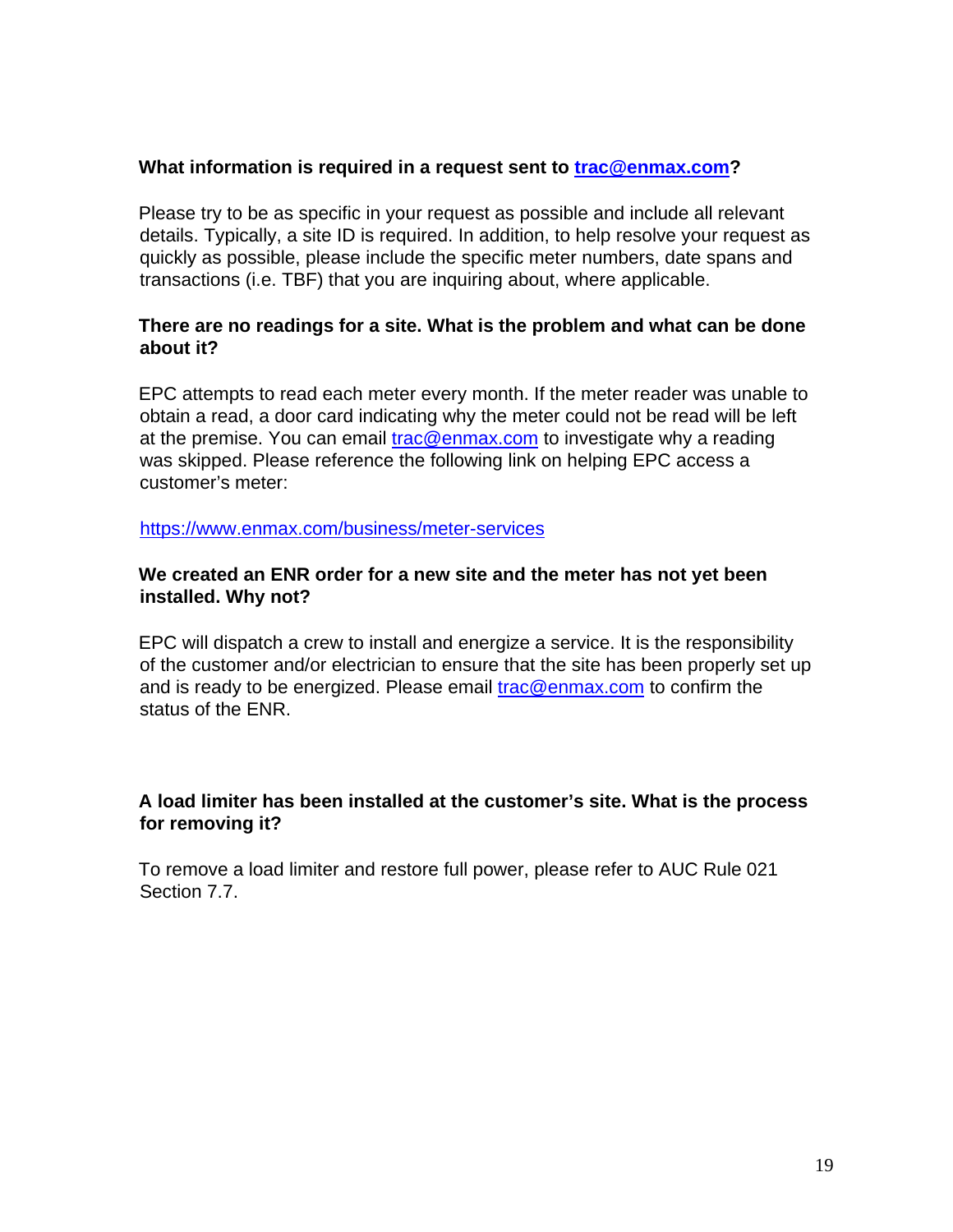**What information is required in a request sent to [trac@enmax.com](mailto:trac@enmax.com)?**

Please try to be as specific in your request as possible and include all relevant details. Typically, a site ID is required. In addition, to help resolve your request as quickly as possible, please include the specific meter numbers, date spans and transactions (i.e. TBF) that you are inquiring about, where applicable.

**There are no readings for a site. What is the problem and what can be done about it?**

EPC attempts to read each meter every month. If the meter reader was unable to obtain a read, a door card indicating why the meter could not be read will be left at the premise. You can email [trac@enmax.com](mailto:trac@enmax.com) to investigate why a reading was skipped. Please reference the following link on helping EPC access a customer's meter:

[https://www.enmax.com/business/meter-services](https://www.enmax.com/business/meter-services)

**We created an ENR order for a new site and the meter has not yet been installed. Why not?**

EPC will dispatch a crew to install and energize a service. It is the responsibility of the customer and/or electrician to ensure that the site has been properly set up and is ready to be energized. Please email [trac@enmax.com](mailto:trac@enmax.com) to confirm the status of the ENR.

**A load limiter has been installed at the customer's site. What is the process for removing it?**

To remove a load limiter and restore full power, please refer to AUC Rule 021 Section 7.7.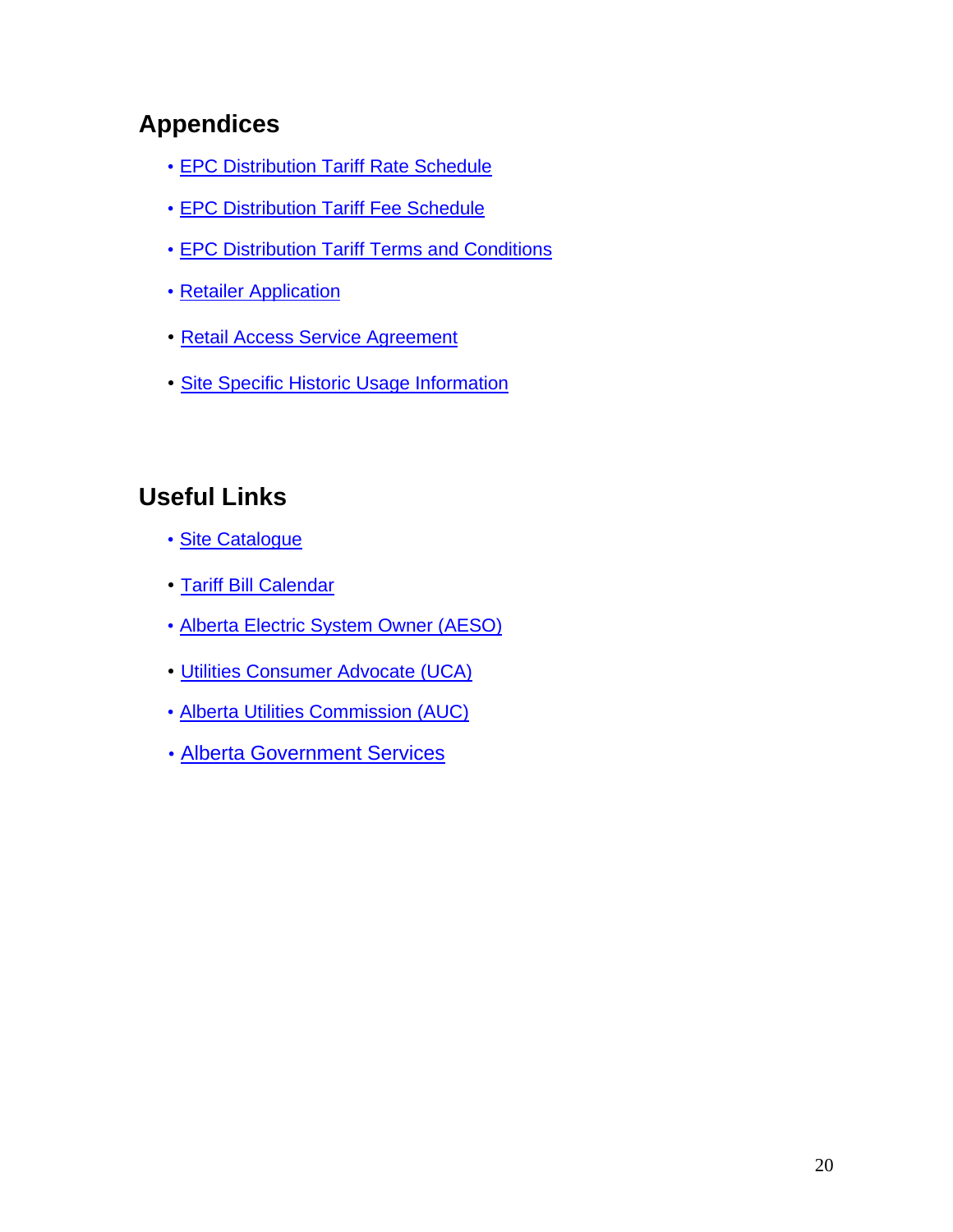## Appendices

- EPC Distribution Tariff Rate Schedule
- EPC Distribution Tariff Fee Schedule
- EPC Distribution Tariff Terms and Conditions
- Retailer Application
- Retail Access Service Agreement
- Site Specific Historic Usage Information

## Useful Links

- Site Catalogue
- Tariff Bill Calendar
- Alberta Electric System Owner (AESO)
- Utilities Consumer Advocate (UCA)
- Alberta Utilities Commission (AUC)
- Alberta Government Services